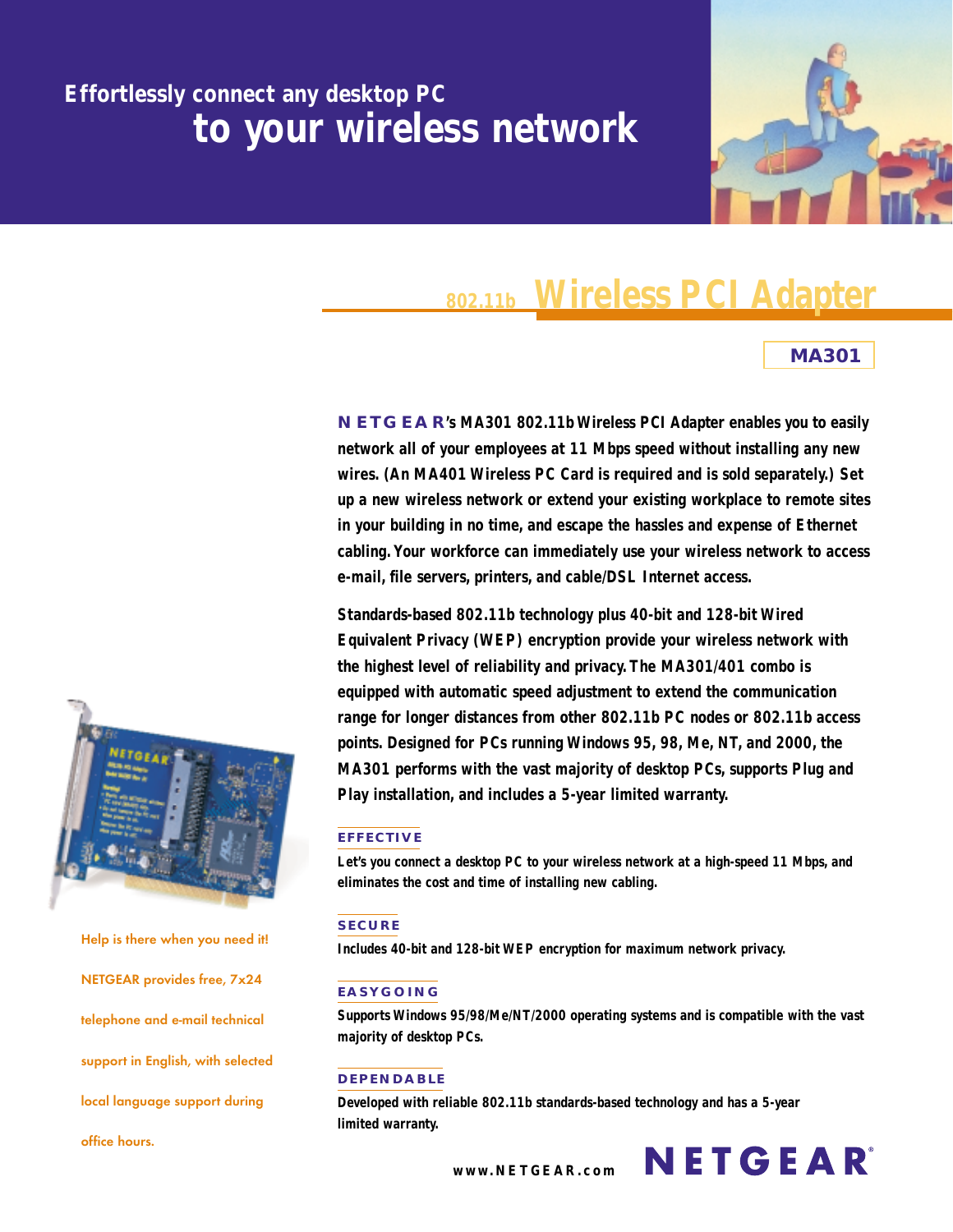# Effortlessly connect any desktop PC to your wireless network

## 802.11b Wireless PCI Adapter

**MA301**

**NETGEAR's MA301 802.11b Wireless PCI Adapter enables you to easily network all of your employees at 11 Mbps speed without installing any new wires. (An MA401 Wireless PC Card is required and is sold separately.) Set up a new wireless network or extend your existing workplace to remote sites in your building in no time, and escape the hassles and expense of Ethernet cabling. Your workforce can immediately use your wireless network to access e-mail, file servers, printers, and cable/DSL Internet access.**

**Standards-based 802.11b technology plus 40-bit and 128-bit Wired Equivalent Privacy (WEP) encryption provide your wireless network with the highest level of reliability and privacy. The MA301/401 combo is equipped with automatic speed adjustment to extend the communication range for longer distances from other 802.11b PC nodes or 802.11b access points. Designed for PCs running Windows 95, 98, Me, NT, and 2000, the MA301 performs with the vast majority of desktop PCs, supports Plug and Play installation, and includes a 5-year limited warranty.**

### EFFECTIVE

Let's you connect a desktop PC to your wireless network at a high-speed 11 Mbps, and eliminates the cost and time of installing new cabling.

### SECURE

Includes 40-bit and 128-bit WEP encryption for maximum network privacy.

### EASYGOING

Supports Windows 95/98/Me/NT/2000 operating systems and is compatible with the vast majority of desktop PCs.

### DEPENDABLE

Developed with reliable 802.11b standards-based technology and has a 5-year limited warranty.

Help is there when you need it! NETGEAR provides free, 7x24 telephone and e-mail technical support in English, with selected local language support during office hours.

www.NETGEAR.com

NETGEAR®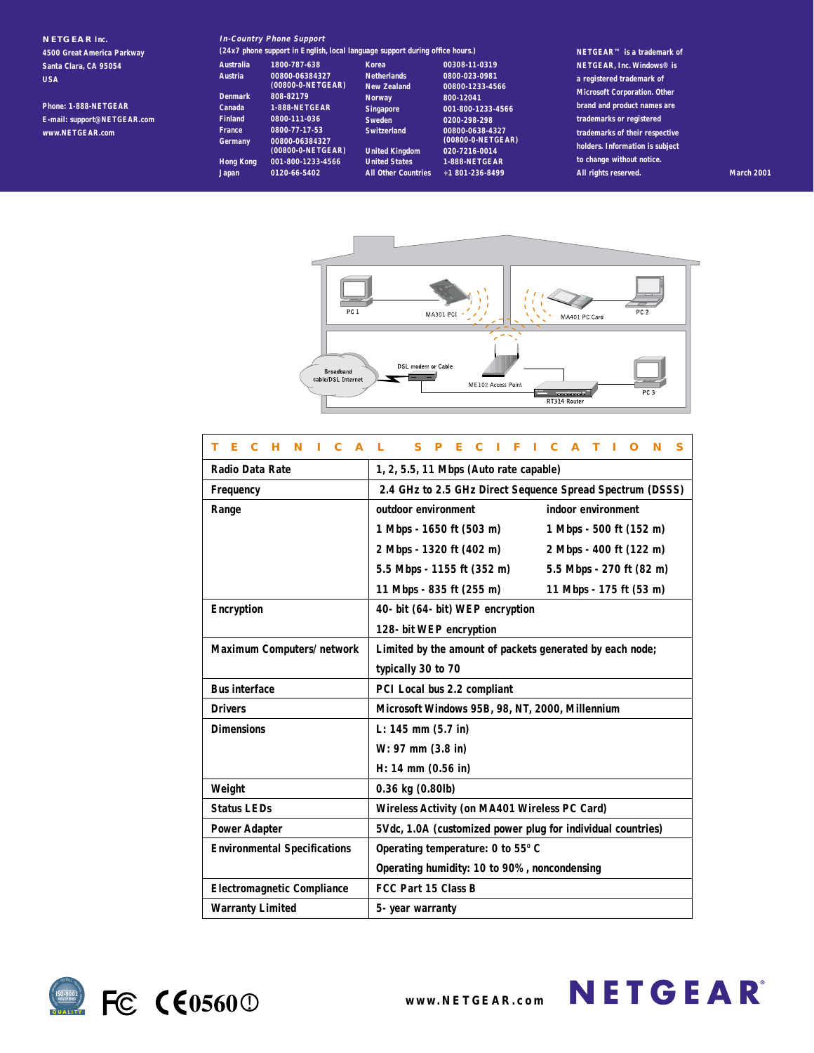**NETGEAR Inc.**
4500 Great America Parkway
Santa Clara, CA 95054
USA

Phone: 1-888-NETGEAR
E-mail: support@NETGEAR.com
www.NETGEAR.com

*In-Country Phone Support*
(24x7 phone support in English, local language support during office hours.)

| | | | |
|---|---|---|---|
| Australia | 1800-787-638 | Korea | 00308-11-0319 |
| Austria | 00800-06384327 (00800-0-NETGEAR) | Netherlands | 0800-023-0981 |
| | | New Zealand | 00800-1233-4566 |
| Denmark | 808-82179 | Norway | 800-12041 |
| Canada | 1-888-NETGEAR | Singapore | 001-800-1233-4566 |
| Finland | 0800-111-036 | Sweden | 0200-298-298 |
| France | 0800-77-17-53 | Switzerland | 00800-0638-4327 (00800-0-NETGEAR) |
| Germany | 00800-06384327 (00800-0-NETGEAR) | United Kingdom | 020-7216-0014 |
| Hong Kong | 001-800-1233-4566 | United States | 1-888-NETGEAR |
| Japan | 0120-66-5402 | All Other Countries | +1 801-236-8499 |

NETGEAR™ is a trademark of NETGEAR, Inc. Windows® is a registered trademark of Microsoft Corporation. Other brand and product names are trademarks or registered trademarks of their respective holders. Information is subject to change without notice. All rights reserved.

March 2001

PC 1
MA301 PCI
MA401 PC Card
PC 2
Broadband cable/DSL Internet
DSL modem or Cable
ME102 Access Point
PC 3
RT314 Router

## TECHNICAL SPECIFICATIONS

| | | |
|---|---|---|
| Radio Data Rate | 1, 2, 5.5, 11 Mbps (Auto rate capable) | |
| Frequency | 2.4 GHz to 2.5 GHz Direct Sequence Spread Spectrum (DSSS) | |
| Range | outdoor environment | indoor environment |
| | 1 Mbps - 1650 ft (503 m) | 1 Mbps - 500 ft (152 m) |
| | 2 Mbps - 1320 ft (402 m) | 2 Mbps - 400 ft (122 m) |
| | 5.5 Mbps - 1155 ft (352 m) | 5.5 Mbps - 270 ft (82 m) |
| | 11 Mbps - 835 ft (255 m) | 11 Mbps - 175 ft (53 m) |
| Encryption | 40- bit (64- bit) WEP encryption<br>128- bit WEP encryption | |
| Maximum Computers/ network | Limited by the amount of packets generated by each node; typically 30 to 70 | |
| Bus interface | PCI Local bus 2.2 compliant | |
| Drivers | Microsoft Windows 95B, 98, NT, 2000, Millennium | |
| Dimensions | L: 145 mm (5.7 in)<br>W: 97 mm (3.8 in)<br>H: 14 mm (0.56 in) | |
| Weight | 0.36 kg (0.80lb) | |
| Status LEDs | Wireless Activity (on MA401 Wireless PC Card) | |
| Power Adapter | 5Vdc, 1.0A (customized power plug for individual countries) | |
| Environmental Specifications | Operating temperature: 0 to 55° C<br>Operating humidity: 10 to 90%, noncondensing | |
| Electromagnetic Compliance | FCC Part 15 Class B | |
| Warranty Limited | 5- year warranty | |

ISO-9001 REGISTERED QUALITY

FC CE0560

www.NETGEAR.com

NETGEAR®